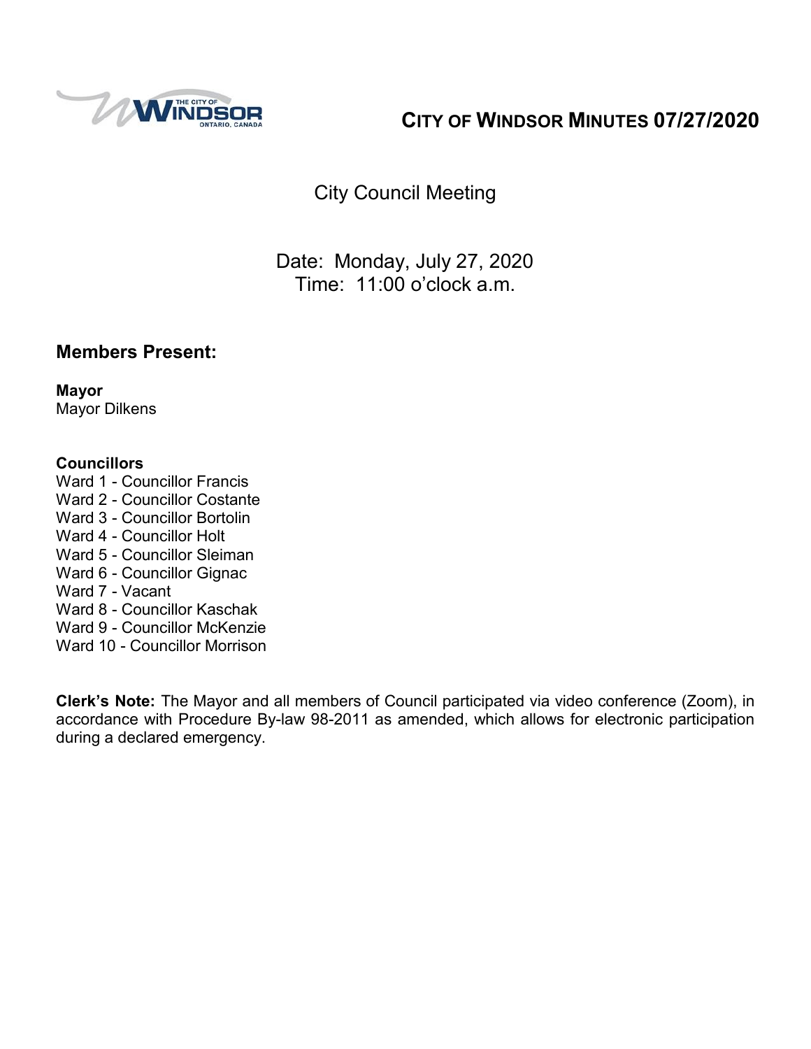# CITY OF WINDSOR MINUTES 07/27/2020

City Council Meeting

Date: Monday, July 27, 2020
Time: 11:00 o'clock a.m.

## Members Present:

**Mayor**
Mayor Dilkens

**Councillors**
Ward 1 - Councillor Francis
Ward 2 - Councillor Costante
Ward 3 - Councillor Bortolin
Ward 4 - Councillor Holt
Ward 5 - Councillor Sleiman
Ward 6 - Councillor Gignac
Ward 7 - Vacant
Ward 8 - Councillor Kaschak
Ward 9 - Councillor McKenzie
Ward 10 - Councillor Morrison

**Clerk's Note:** The Mayor and all members of Council participated via video conference (Zoom), in accordance with Procedure By-law 98-2011 as amended, which allows for electronic participation during a declared emergency.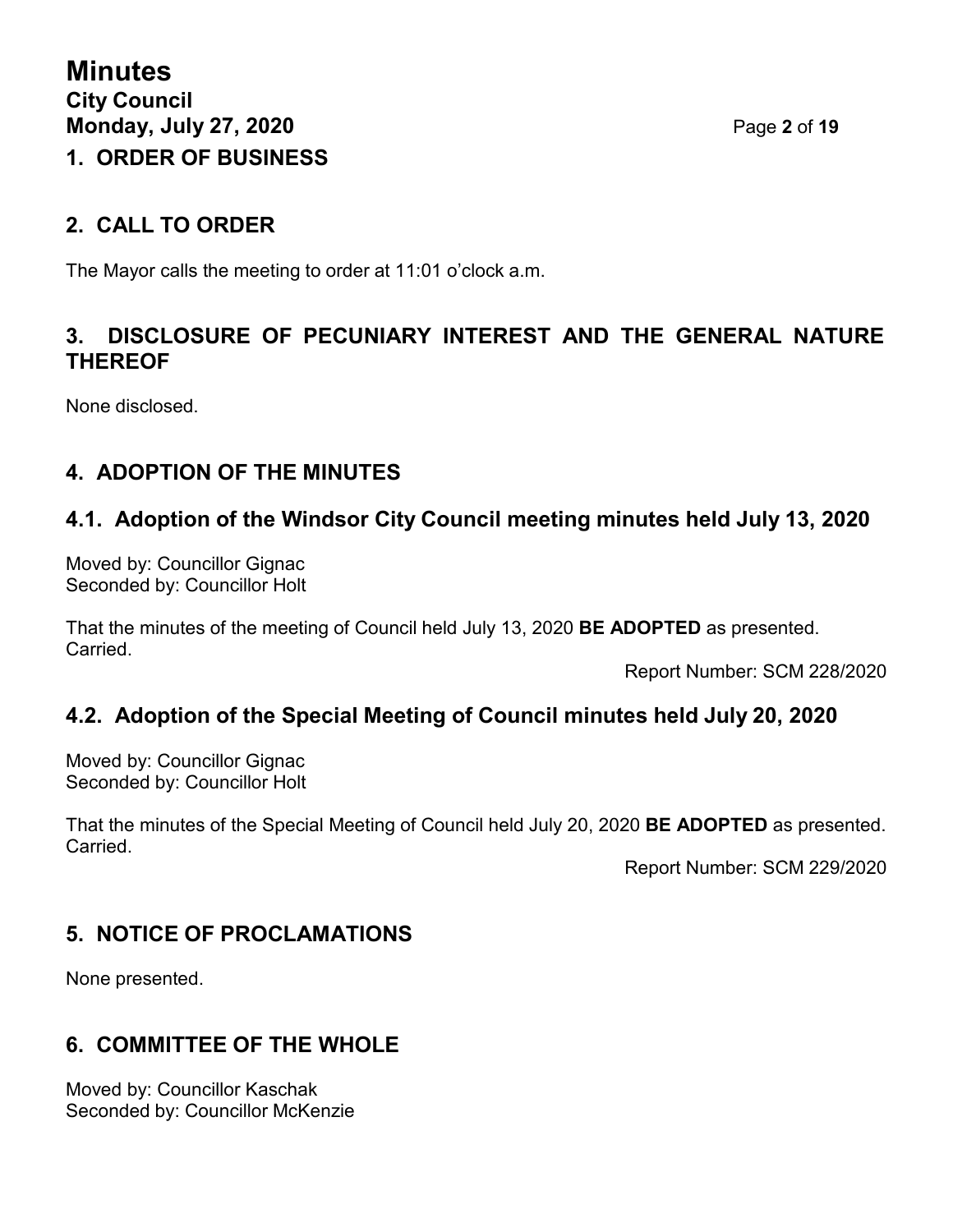# Minutes

**City Council**
**Monday, July 27, 2020**

## 1. ORDER OF BUSINESS

## 2. CALL TO ORDER

The Mayor calls the meeting to order at 11:01 o'clock a.m.

## 3. DISCLOSURE OF PECUNIARY INTEREST AND THE GENERAL NATURE THEREOF

None disclosed.

## 4. ADOPTION OF THE MINUTES

### 4.1. Adoption of the Windsor City Council meeting minutes held July 13, 2020

Moved by: Councillor Gignac
Seconded by: Councillor Holt

That the minutes of the meeting of Council held July 13, 2020 **BE ADOPTED** as presented.
Carried.

Report Number: SCM 228/2020

### 4.2. Adoption of the Special Meeting of Council minutes held July 20, 2020

Moved by: Councillor Gignac
Seconded by: Councillor Holt

That the minutes of the Special Meeting of Council held July 20, 2020 **BE ADOPTED** as presented.
Carried.

Report Number: SCM 229/2020

## 5. NOTICE OF PROCLAMATIONS

None presented.

## 6. COMMITTEE OF THE WHOLE

Moved by: Councillor Kaschak
Seconded by: Councillor McKenzie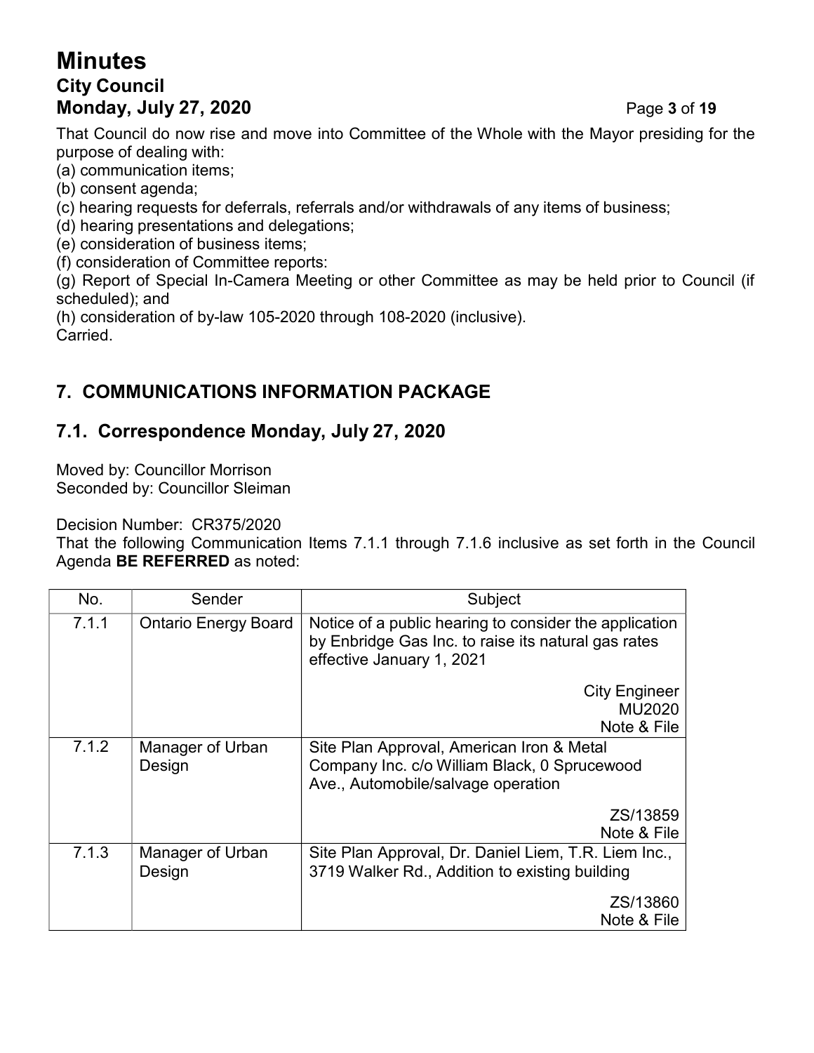That Council do now rise and move into Committee of the Whole with the Mayor presiding for the purpose of dealing with:
(a) communication items;
(b) consent agenda;
(c) hearing requests for deferrals, referrals and/or withdrawals of any items of business;
(d) hearing presentations and delegations;
(e) consideration of business items;
(f) consideration of Committee reports:
(g) Report of Special In-Camera Meeting or other Committee as may be held prior to Council (if scheduled); and
(h) consideration of by-law 105-2020 through 108-2020 (inclusive).
Carried.

## 7. COMMUNICATIONS INFORMATION PACKAGE

### 7.1. Correspondence Monday, July 27, 2020

Moved by: Councillor Morrison
Seconded by: Councillor Sleiman

Decision Number: CR375/2020
That the following Communication Items 7.1.1 through 7.1.6 inclusive as set forth in the Council Agenda **BE REFERRED** as noted:

| No. | Sender | Subject |
|---|---|---|
| 7.1.1 | Ontario Energy Board | Notice of a public hearing to consider the application by Enbridge Gas Inc. to raise its natural gas rates effective January 1, 2021<br>City Engineer<br>MU2020<br>Note & File |
| 7.1.2 | Manager of Urban Design | Site Plan Approval, American Iron & Metal Company Inc. c/o William Black, 0 Sprucewood Ave., Automobile/salvage operation<br>ZS/13859<br>Note & File |
| 7.1.3 | Manager of Urban Design | Site Plan Approval, Dr. Daniel Liem, T.R. Liem Inc., 3719 Walker Rd., Addition to existing building<br>ZS/13860<br>Note & File |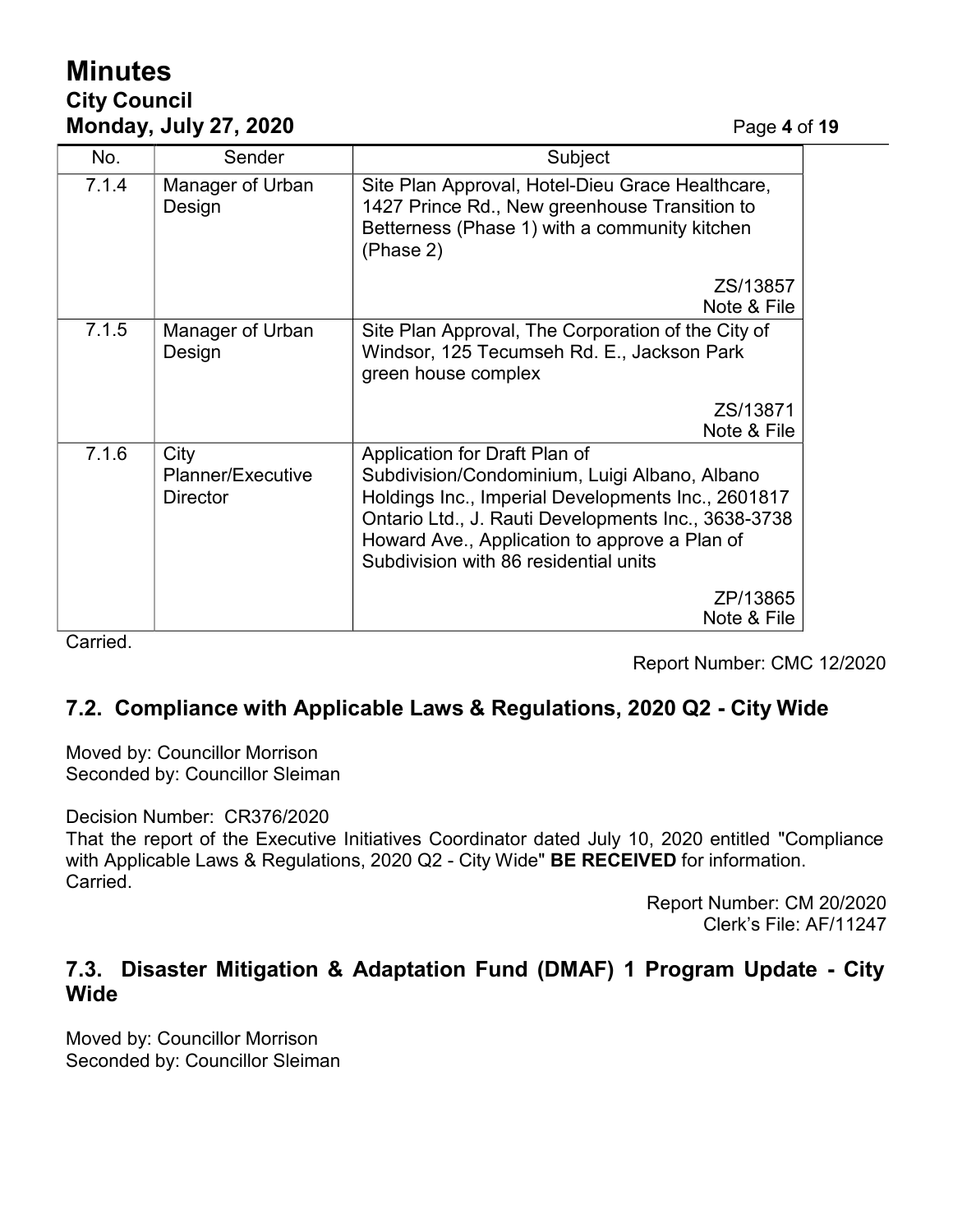| No. | Sender | Subject |
|---|---|---|
| 7.1.4 | Manager of Urban Design | Site Plan Approval, Hotel-Dieu Grace Healthcare, 1427 Prince Rd., New greenhouse Transition to Betterness (Phase 1) with a community kitchen (Phase 2)<br><br>ZS/13857<br>Note & File |
| 7.1.5 | Manager of Urban Design | Site Plan Approval, The Corporation of the City of Windsor, 125 Tecumseh Rd. E., Jackson Park green house complex<br><br>ZS/13871<br>Note & File |
| 7.1.6 | City Planner/Executive Director | Application for Draft Plan of Subdivision/Condominium, Luigi Albano, Albano Holdings Inc., Imperial Developments Inc., 2601817 Ontario Ltd., J. Rauti Developments Inc., 3638-3738 Howard Ave., Application to approve a Plan of Subdivision with 86 residential units<br><br>ZP/13865<br>Note & File |

Carried.

Report Number: CMC 12/2020

## 7.2. Compliance with Applicable Laws & Regulations, 2020 Q2 - City Wide

Moved by: Councillor Morrison
Seconded by: Councillor Sleiman

Decision Number: CR376/2020
That the report of the Executive Initiatives Coordinator dated July 10, 2020 entitled "Compliance with Applicable Laws & Regulations, 2020 Q2 - City Wide" **BE RECEIVED** for information.
Carried.

Report Number: CM 20/2020
Clerk's File: AF/11247

## 7.3. Disaster Mitigation & Adaptation Fund (DMAF) 1 Program Update - City Wide

Moved by: Councillor Morrison
Seconded by: Councillor Sleiman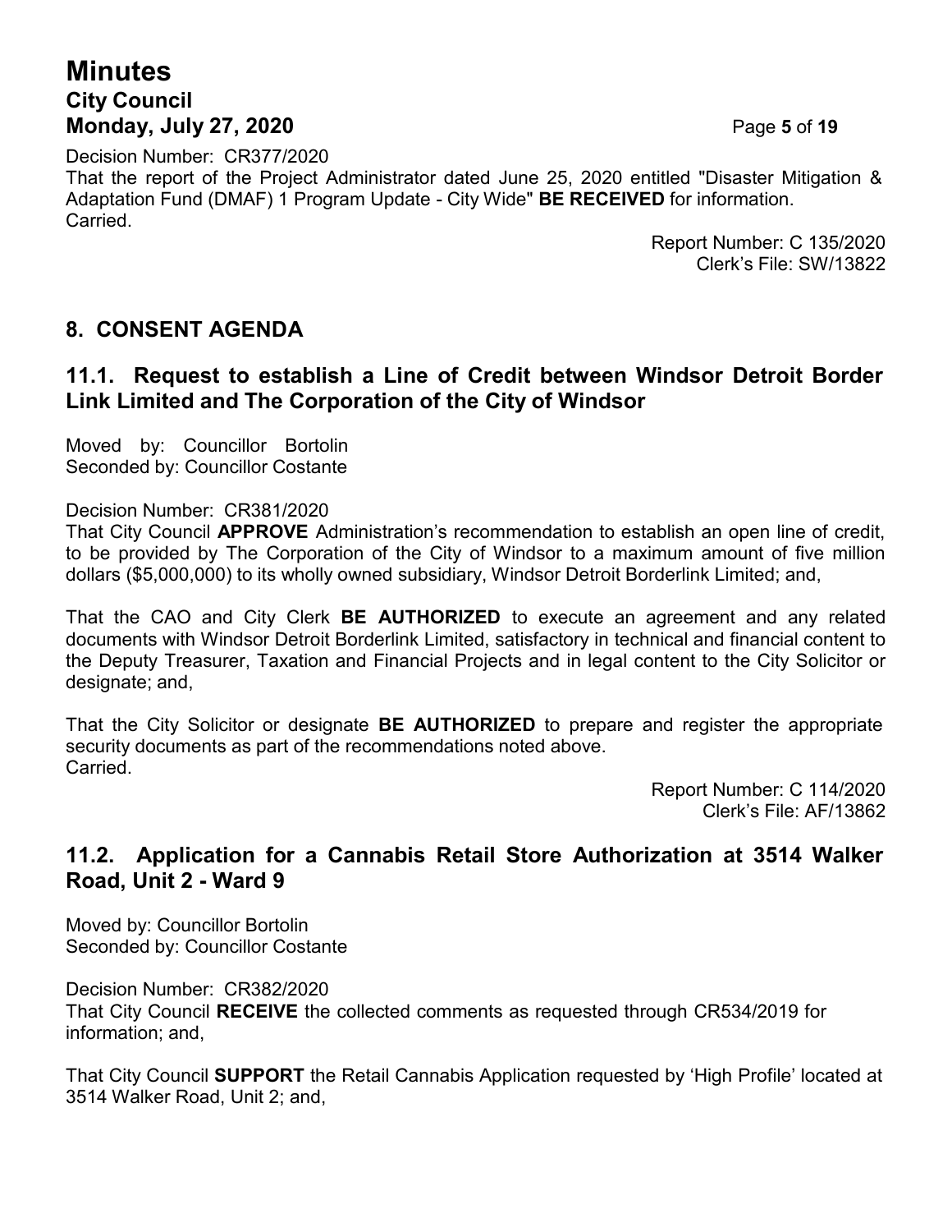Decision Number: CR377/2020
That the report of the Project Administrator dated June 25, 2020 entitled "Disaster Mitigation & Adaptation Fund (DMAF) 1 Program Update - City Wide" **BE RECEIVED** for information.
Carried.

Report Number: C 135/2020
Clerk's File: SW/13822

## 8. CONSENT AGENDA

### 11.1. Request to establish a Line of Credit between Windsor Detroit Border Link Limited and The Corporation of the City of Windsor

Moved by: Councillor Bortolin
Seconded by: Councillor Costante

Decision Number: CR381/2020
That City Council **APPROVE** Administration's recommendation to establish an open line of credit, to be provided by The Corporation of the City of Windsor to a maximum amount of five million dollars ($5,000,000) to its wholly owned subsidiary, Windsor Detroit Borderlink Limited; and,

That the CAO and City Clerk **BE AUTHORIZED** to execute an agreement and any related documents with Windsor Detroit Borderlink Limited, satisfactory in technical and financial content to the Deputy Treasurer, Taxation and Financial Projects and in legal content to the City Solicitor or designate; and,

That the City Solicitor or designate **BE AUTHORIZED** to prepare and register the appropriate security documents as part of the recommendations noted above.
Carried.

Report Number: C 114/2020
Clerk's File: AF/13862

### 11.2. Application for a Cannabis Retail Store Authorization at 3514 Walker Road, Unit 2 - Ward 9

Moved by: Councillor Bortolin
Seconded by: Councillor Costante

Decision Number: CR382/2020
That City Council **RECEIVE** the collected comments as requested through CR534/2019 for information; and,

That City Council **SUPPORT** the Retail Cannabis Application requested by 'High Profile' located at 3514 Walker Road, Unit 2; and,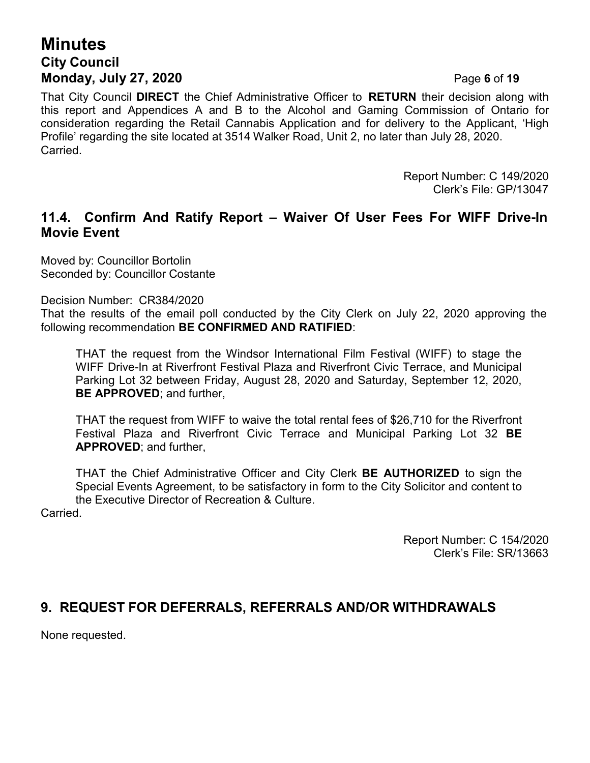That City Council **DIRECT** the Chief Administrative Officer to **RETURN** their decision along with this report and Appendices A and B to the Alcohol and Gaming Commission of Ontario for consideration regarding the Retail Cannabis Application and for delivery to the Applicant, 'High Profile' regarding the site located at 3514 Walker Road, Unit 2, no later than July 28, 2020.
Carried.

Report Number: C 149/2020
Clerk's File: GP/13047

## 11.4. Confirm And Ratify Report – Waiver Of User Fees For WIFF Drive-In Movie Event

Moved by: Councillor Bortolin
Seconded by: Councillor Costante

Decision Number: CR384/2020
That the results of the email poll conducted by the City Clerk on July 22, 2020 approving the following recommendation **BE CONFIRMED AND RATIFIED**:

> THAT the request from the Windsor International Film Festival (WIFF) to stage the WIFF Drive-In at Riverfront Festival Plaza and Riverfront Civic Terrace, and Municipal Parking Lot 32 between Friday, August 28, 2020 and Saturday, September 12, 2020, **BE APPROVED**; and further,
>
> THAT the request from WIFF to waive the total rental fees of $26,710 for the Riverfront Festival Plaza and Riverfront Civic Terrace and Municipal Parking Lot 32 **BE APPROVED**; and further,
>
> THAT the Chief Administrative Officer and City Clerk **BE AUTHORIZED** to sign the Special Events Agreement, to be satisfactory in form to the City Solicitor and content to the Executive Director of Recreation & Culture.

Carried.

Report Number: C 154/2020
Clerk's File: SR/13663

## 9. REQUEST FOR DEFERRALS, REFERRALS AND/OR WITHDRAWALS

None requested.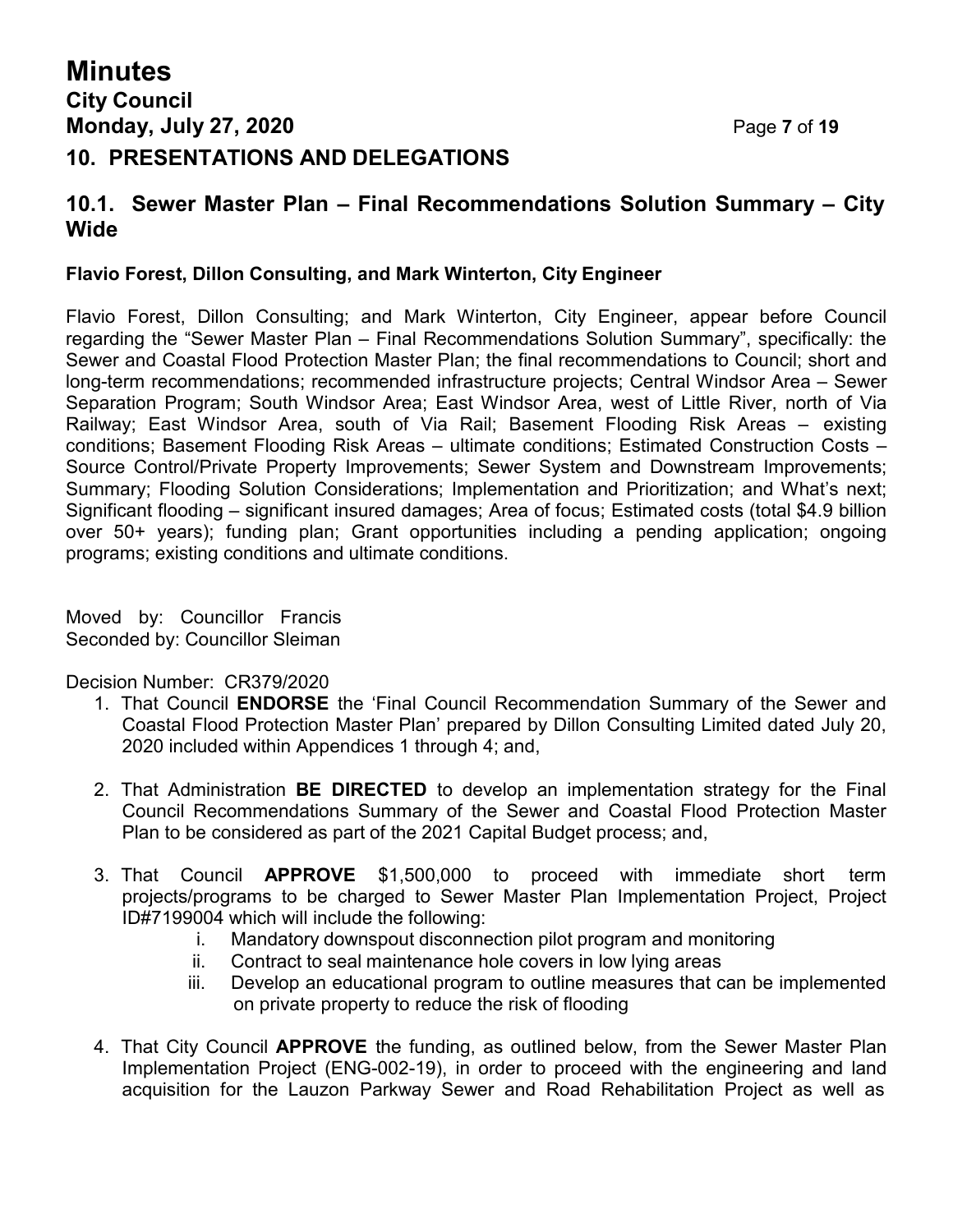## 10. PRESENTATIONS AND DELEGATIONS

### 10.1. Sewer Master Plan – Final Recommendations Solution Summary – City Wide

**Flavio Forest, Dillon Consulting, and Mark Winterton, City Engineer**

Flavio Forest, Dillon Consulting; and Mark Winterton, City Engineer, appear before Council regarding the "Sewer Master Plan – Final Recommendations Solution Summary", specifically: the Sewer and Coastal Flood Protection Master Plan; the final recommendations to Council; short and long-term recommendations; recommended infrastructure projects; Central Windsor Area – Sewer Separation Program; South Windsor Area; East Windsor Area, west of Little River, north of Via Railway; East Windsor Area, south of Via Rail; Basement Flooding Risk Areas – existing conditions; Basement Flooding Risk Areas – ultimate conditions; Estimated Construction Costs – Source Control/Private Property Improvements; Sewer System and Downstream Improvements; Summary; Flooding Solution Considerations; Implementation and Prioritization; and What's next; Significant flooding – significant insured damages; Area of focus; Estimated costs (total $4.9 billion over 50+ years); funding plan; Grant opportunities including a pending application; ongoing programs; existing conditions and ultimate conditions.

Moved by: Councillor Francis
Seconded by: Councillor Sleiman

Decision Number: CR379/2020

1. That Council **ENDORSE** the 'Final Council Recommendation Summary of the Sewer and Coastal Flood Protection Master Plan' prepared by Dillon Consulting Limited dated July 20, 2020 included within Appendices 1 through 4; and,

2. That Administration **BE DIRECTED** to develop an implementation strategy for the Final Council Recommendations Summary of the Sewer and Coastal Flood Protection Master Plan to be considered as part of the 2021 Capital Budget process; and,

3. That Council **APPROVE** $1,500,000 to proceed with immediate short term projects/programs to be charged to Sewer Master Plan Implementation Project, Project ID#7199004 which will include the following:
   i. Mandatory downspout disconnection pilot program and monitoring
   ii. Contract to seal maintenance hole covers in low lying areas
   iii. Develop an educational program to outline measures that can be implemented on private property to reduce the risk of flooding

4. That City Council **APPROVE** the funding, as outlined below, from the Sewer Master Plan Implementation Project (ENG-002-19), in order to proceed with the engineering and land acquisition for the Lauzon Parkway Sewer and Road Rehabilitation Project as well as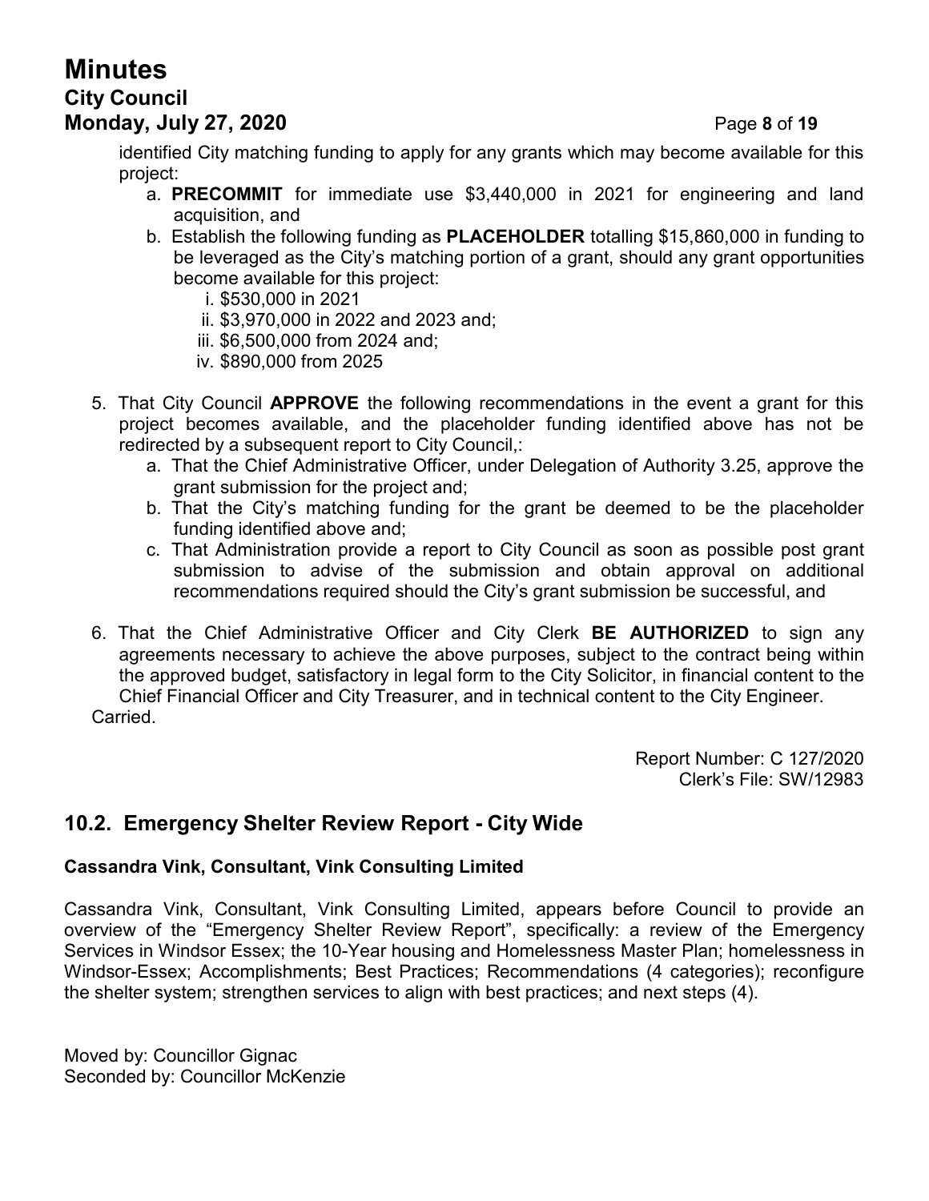identified City matching funding to apply for any grants which may become available for this project:

a. **PRECOMMIT** for immediate use $3,440,000 in 2021 for engineering and land acquisition, and
b. Establish the following funding as **PLACEHOLDER** totalling $15,860,000 in funding to be leveraged as the City's matching portion of a grant, should any grant opportunities become available for this project:
    i. $530,000 in 2021
    ii. $3,970,000 in 2022 and 2023 and;
    iii. $6,500,000 from 2024 and;
    iv. $890,000 from 2025

5. That City Council **APPROVE** the following recommendations in the event a grant for this project becomes available, and the placeholder funding identified above has not be redirected by a subsequent report to City Council,:
    a. That the Chief Administrative Officer, under Delegation of Authority 3.25, approve the grant submission for the project and;
    b. That the City's matching funding for the grant be deemed to be the placeholder funding identified above and;
    c. That Administration provide a report to City Council as soon as possible post grant submission to advise of the submission and obtain approval on additional recommendations required should the City's grant submission be successful, and

6. That the Chief Administrative Officer and City Clerk **BE AUTHORIZED** to sign any agreements necessary to achieve the above purposes, subject to the contract being within the approved budget, satisfactory in legal form to the City Solicitor, in financial content to the Chief Financial Officer and City Treasurer, and in technical content to the City Engineer.

Carried.

Report Number: C 127/2020
Clerk's File: SW/12983

## 10.2. Emergency Shelter Review Report - City Wide

**Cassandra Vink, Consultant, Vink Consulting Limited**

Cassandra Vink, Consultant, Vink Consulting Limited, appears before Council to provide an overview of the "Emergency Shelter Review Report", specifically: a review of the Emergency Services in Windsor Essex; the 10-Year housing and Homelessness Master Plan; homelessness in Windsor-Essex; Accomplishments; Best Practices; Recommendations (4 categories); reconfigure the shelter system; strengthen services to align with best practices; and next steps (4).

Moved by: Councillor Gignac
Seconded by: Councillor McKenzie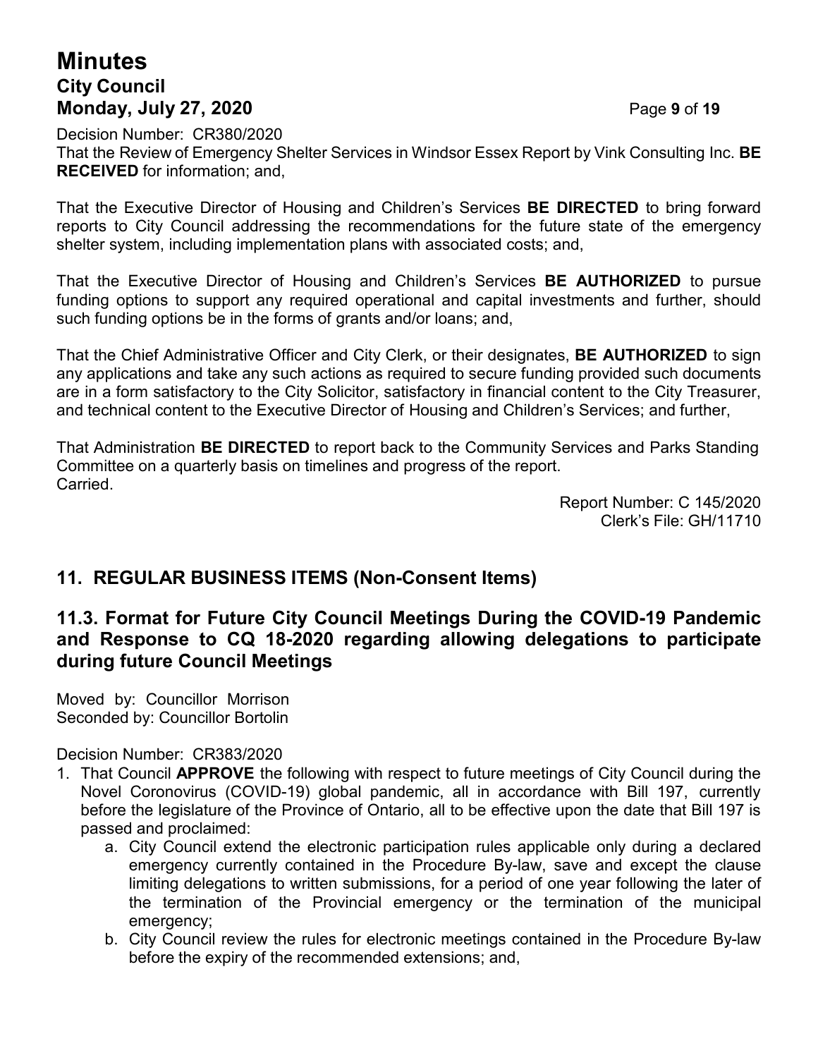Decision Number: CR380/2020
That the Review of Emergency Shelter Services in Windsor Essex Report by Vink Consulting Inc. **BE RECEIVED** for information; and,

That the Executive Director of Housing and Children's Services **BE DIRECTED** to bring forward reports to City Council addressing the recommendations for the future state of the emergency shelter system, including implementation plans with associated costs; and,

That the Executive Director of Housing and Children's Services **BE AUTHORIZED** to pursue funding options to support any required operational and capital investments and further, should such funding options be in the forms of grants and/or loans; and,

That the Chief Administrative Officer and City Clerk, or their designates, **BE AUTHORIZED** to sign any applications and take any such actions as required to secure funding provided such documents are in a form satisfactory to the City Solicitor, satisfactory in financial content to the City Treasurer, and technical content to the Executive Director of Housing and Children's Services; and further,

That Administration **BE DIRECTED** to report back to the Community Services and Parks Standing Committee on a quarterly basis on timelines and progress of the report.
Carried.

Report Number: C 145/2020
Clerk's File: GH/11710

## 11. REGULAR BUSINESS ITEMS (Non-Consent Items)

### 11.3. Format for Future City Council Meetings During the COVID-19 Pandemic and Response to CQ 18-2020 regarding allowing delegations to participate during future Council Meetings

Moved by: Councillor Morrison
Seconded by: Councillor Bortolin

Decision Number: CR383/2020

1. That Council **APPROVE** the following with respect to future meetings of City Council during the Novel Coronovirus (COVID-19) global pandemic, all in accordance with Bill 197, currently before the legislature of the Province of Ontario, all to be effective upon the date that Bill 197 is passed and proclaimed:
    a. City Council extend the electronic participation rules applicable only during a declared emergency currently contained in the Procedure By-law, save and except the clause limiting delegations to written submissions, for a period of one year following the later of the termination of the Provincial emergency or the termination of the municipal emergency;
    b. City Council review the rules for electronic meetings contained in the Procedure By-law before the expiry of the recommended extensions; and,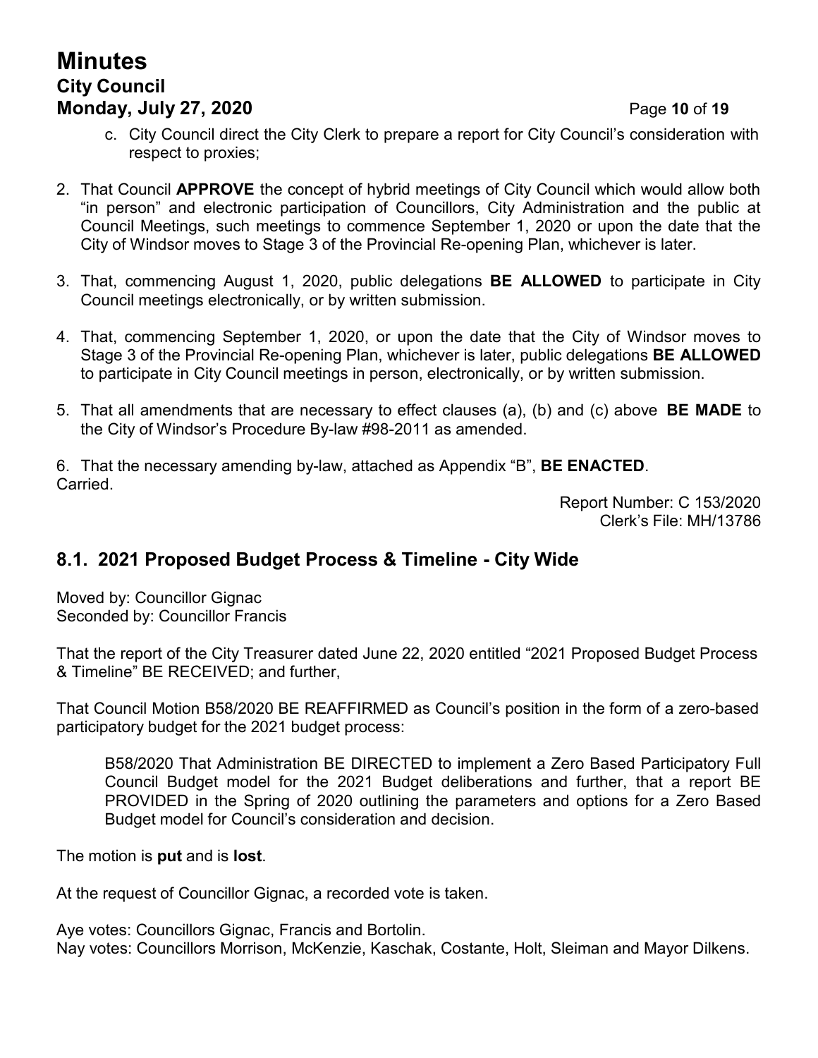c. City Council direct the City Clerk to prepare a report for City Council's consideration with respect to proxies;

2. That Council **APPROVE** the concept of hybrid meetings of City Council which would allow both "in person" and electronic participation of Councillors, City Administration and the public at Council Meetings, such meetings to commence September 1, 2020 or upon the date that the City of Windsor moves to Stage 3 of the Provincial Re-opening Plan, whichever is later.

3. That, commencing August 1, 2020, public delegations **BE ALLOWED** to participate in City Council meetings electronically, or by written submission.

4. That, commencing September 1, 2020, or upon the date that the City of Windsor moves to Stage 3 of the Provincial Re-opening Plan, whichever is later, public delegations **BE ALLOWED** to participate in City Council meetings in person, electronically, or by written submission.

5. That all amendments that are necessary to effect clauses (a), (b) and (c) above **BE MADE** to the City of Windsor's Procedure By-law #98-2011 as amended.

6. That the necessary amending by-law, attached as Appendix "B", **BE ENACTED**.

Carried.

Report Number: C 153/2020
Clerk's File: MH/13786

## 8.1. 2021 Proposed Budget Process & Timeline - City Wide

Moved by: Councillor Gignac
Seconded by: Councillor Francis

That the report of the City Treasurer dated June 22, 2020 entitled "2021 Proposed Budget Process & Timeline" BE RECEIVED; and further,

That Council Motion B58/2020 BE REAFFIRMED as Council's position in the form of a zero-based participatory budget for the 2021 budget process:

> B58/2020 That Administration BE DIRECTED to implement a Zero Based Participatory Full Council Budget model for the 2021 Budget deliberations and further, that a report BE PROVIDED in the Spring of 2020 outlining the parameters and options for a Zero Based Budget model for Council's consideration and decision.

The motion is **put** and is **lost**.

At the request of Councillor Gignac, a recorded vote is taken.

Aye votes: Councillors Gignac, Francis and Bortolin.
Nay votes: Councillors Morrison, McKenzie, Kaschak, Costante, Holt, Sleiman and Mayor Dilkens.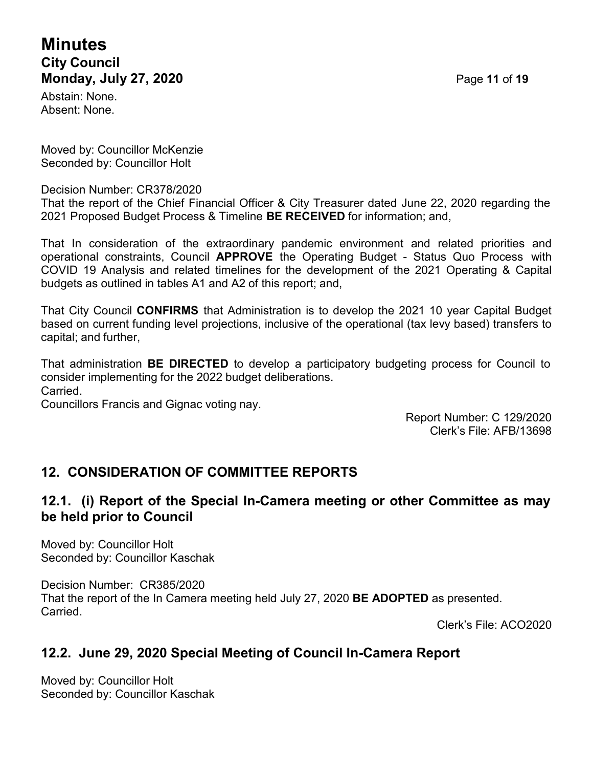Abstain: None.
Absent: None.

Moved by: Councillor McKenzie
Seconded by: Councillor Holt

Decision Number: CR378/2020
That the report of the Chief Financial Officer & City Treasurer dated June 22, 2020 regarding the 2021 Proposed Budget Process & Timeline **BE RECEIVED** for information; and,

That In consideration of the extraordinary pandemic environment and related priorities and operational constraints, Council **APPROVE** the Operating Budget - Status Quo Process with COVID 19 Analysis and related timelines for the development of the 2021 Operating & Capital budgets as outlined in tables A1 and A2 of this report; and,

That City Council **CONFIRMS** that Administration is to develop the 2021 10 year Capital Budget based on current funding level projections, inclusive of the operational (tax levy based) transfers to capital; and further,

That administration **BE DIRECTED** to develop a participatory budgeting process for Council to consider implementing for the 2022 budget deliberations.
Carried.
Councillors Francis and Gignac voting nay.

Report Number: C 129/2020
Clerk's File: AFB/13698

## 12. CONSIDERATION OF COMMITTEE REPORTS

### 12.1. (i) Report of the Special In-Camera meeting or other Committee as may be held prior to Council

Moved by: Councillor Holt
Seconded by: Councillor Kaschak

Decision Number: CR385/2020
That the report of the In Camera meeting held July 27, 2020 **BE ADOPTED** as presented.
Carried.

Clerk's File: ACO2020

### 12.2. June 29, 2020 Special Meeting of Council In-Camera Report

Moved by: Councillor Holt
Seconded by: Councillor Kaschak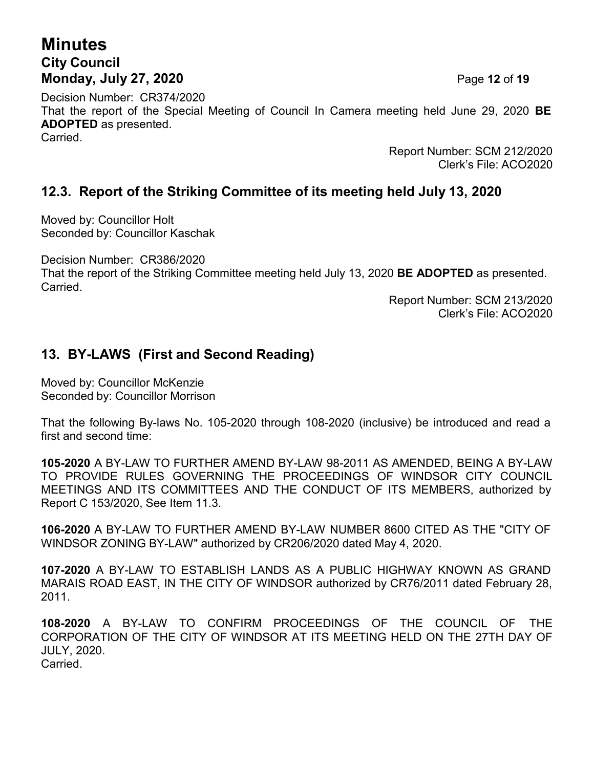Decision Number: CR374/2020
That the report of the Special Meeting of Council In Camera meeting held June 29, 2020 **BE ADOPTED** as presented.
Carried.

Report Number: SCM 212/2020
Clerk's File: ACO2020

## 12.3. Report of the Striking Committee of its meeting held July 13, 2020

Moved by: Councillor Holt
Seconded by: Councillor Kaschak

Decision Number: CR386/2020
That the report of the Striking Committee meeting held July 13, 2020 **BE ADOPTED** as presented.
Carried.

Report Number: SCM 213/2020
Clerk's File: ACO2020

## 13. BY-LAWS (First and Second Reading)

Moved by: Councillor McKenzie
Seconded by: Councillor Morrison

That the following By-laws No. 105-2020 through 108-2020 (inclusive) be introduced and read a first and second time:

**105-2020** A BY-LAW TO FURTHER AMEND BY-LAW 98-2011 AS AMENDED, BEING A BY-LAW TO PROVIDE RULES GOVERNING THE PROCEEDINGS OF WINDSOR CITY COUNCIL MEETINGS AND ITS COMMITTEES AND THE CONDUCT OF ITS MEMBERS, authorized by Report C 153/2020, See Item 11.3.

**106-2020** A BY-LAW TO FURTHER AMEND BY-LAW NUMBER 8600 CITED AS THE "CITY OF WINDSOR ZONING BY-LAW" authorized by CR206/2020 dated May 4, 2020.

**107-2020** A BY-LAW TO ESTABLISH LANDS AS A PUBLIC HIGHWAY KNOWN AS GRAND MARAIS ROAD EAST, IN THE CITY OF WINDSOR authorized by CR76/2011 dated February 28, 2011.

**108-2020** A BY-LAW TO CONFIRM PROCEEDINGS OF THE COUNCIL OF THE CORPORATION OF THE CITY OF WINDSOR AT ITS MEETING HELD ON THE 27TH DAY OF JULY, 2020.
Carried.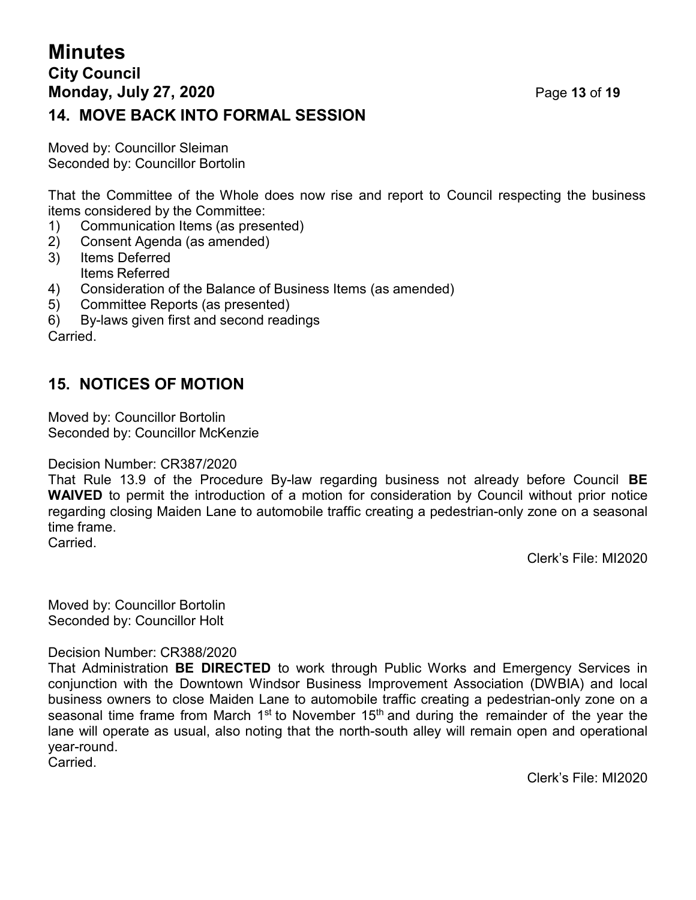## 14. MOVE BACK INTO FORMAL SESSION

Moved by: Councillor Sleiman
Seconded by: Councillor Bortolin

That the Committee of the Whole does now rise and report to Council respecting the business items considered by the Committee:

1) Communication Items (as presented)
2) Consent Agenda (as amended)
3) Items Deferred
   Items Referred
4) Consideration of the Balance of Business Items (as amended)
5) Committee Reports (as presented)
6) By-laws given first and second readings

Carried.

## 15. NOTICES OF MOTION

Moved by: Councillor Bortolin
Seconded by: Councillor McKenzie

Decision Number: CR387/2020
That Rule 13.9 of the Procedure By-law regarding business not already before Council **BE WAIVED** to permit the introduction of a motion for consideration by Council without prior notice regarding closing Maiden Lane to automobile traffic creating a pedestrian-only zone on a seasonal time frame.
Carried.

Clerk's File: MI2020

Moved by: Councillor Bortolin
Seconded by: Councillor Holt

Decision Number: CR388/2020
That Administration **BE DIRECTED** to work through Public Works and Emergency Services in conjunction with the Downtown Windsor Business Improvement Association (DWBIA) and local business owners to close Maiden Lane to automobile traffic creating a pedestrian-only zone on a seasonal time frame from March 1st to November 15th and during the remainder of the year the lane will operate as usual, also noting that the north-south alley will remain open and operational year-round.
Carried.

Clerk's File: MI2020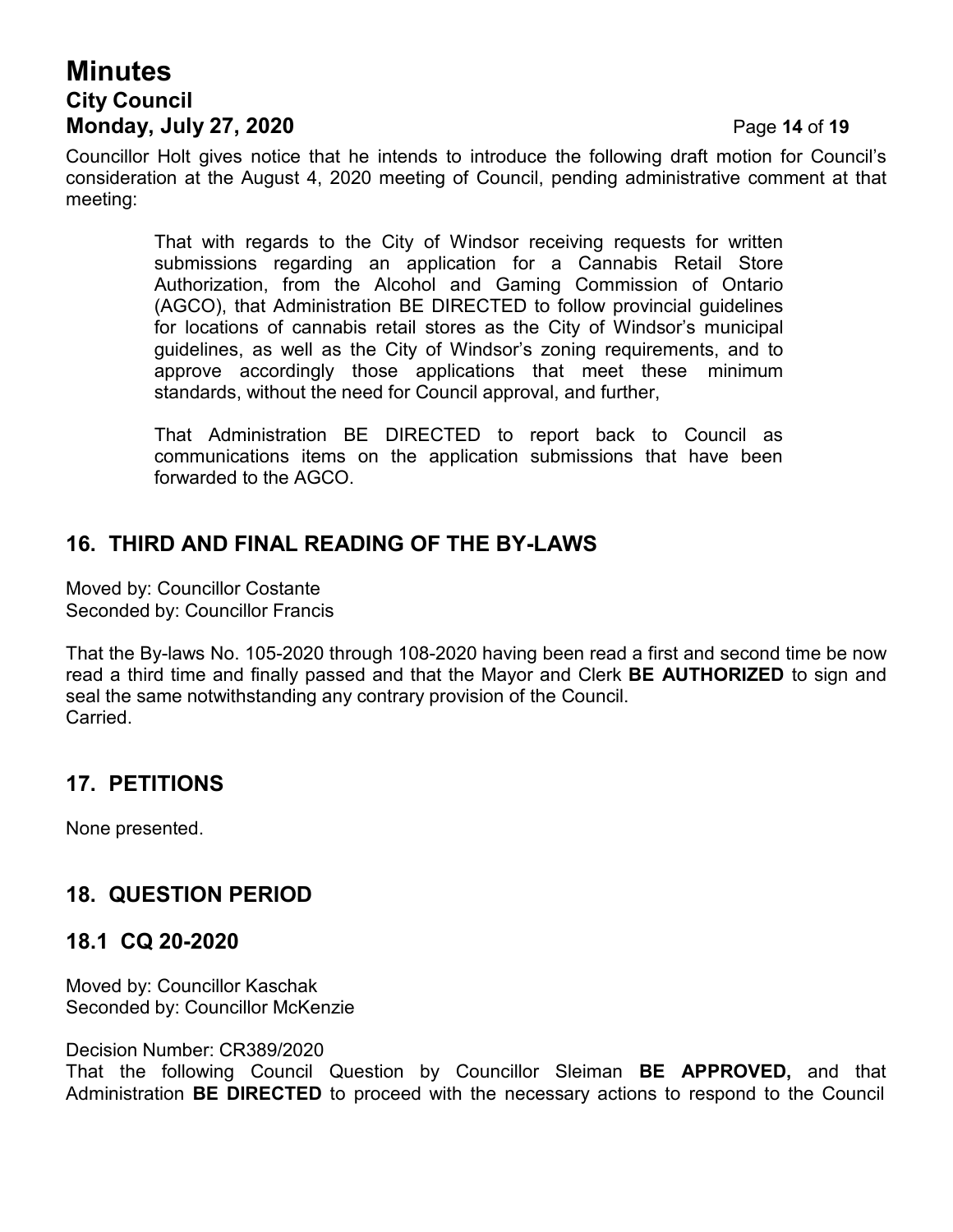Councillor Holt gives notice that he intends to introduce the following draft motion for Council's consideration at the August 4, 2020 meeting of Council, pending administrative comment at that meeting:

> That with regards to the City of Windsor receiving requests for written submissions regarding an application for a Cannabis Retail Store Authorization, from the Alcohol and Gaming Commission of Ontario (AGCO), that Administration BE DIRECTED to follow provincial guidelines for locations of cannabis retail stores as the City of Windsor's municipal guidelines, as well as the City of Windsor's zoning requirements, and to approve accordingly those applications that meet these minimum standards, without the need for Council approval, and further,
>
> That Administration BE DIRECTED to report back to Council as communications items on the application submissions that have been forwarded to the AGCO.

## 16. THIRD AND FINAL READING OF THE BY-LAWS

Moved by: Councillor Costante
Seconded by: Councillor Francis

That the By-laws No. 105-2020 through 108-2020 having been read a first and second time be now read a third time and finally passed and that the Mayor and Clerk **BE AUTHORIZED** to sign and seal the same notwithstanding any contrary provision of the Council.
Carried.

## 17. PETITIONS

None presented.

## 18. QUESTION PERIOD

### 18.1 CQ 20-2020

Moved by: Councillor Kaschak
Seconded by: Councillor McKenzie

Decision Number: CR389/2020
That the following Council Question by Councillor Sleiman **BE APPROVED,** and that Administration **BE DIRECTED** to proceed with the necessary actions to respond to the Council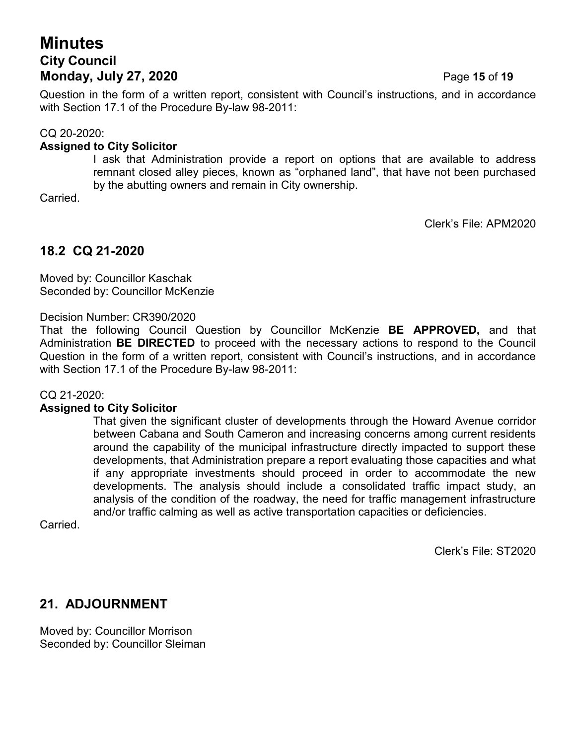Question in the form of a written report, consistent with Council's instructions, and in accordance with Section 17.1 of the Procedure By-law 98-2011:

CQ 20-2020:

**Assigned to City Solicitor**

> I ask that Administration provide a report on options that are available to address remnant closed alley pieces, known as "orphaned land", that have not been purchased by the abutting owners and remain in City ownership.

Carried.

Clerk's File: APM2020

## 18.2 CQ 21-2020

Moved by: Councillor Kaschak
Seconded by: Councillor McKenzie

Decision Number: CR390/2020
That the following Council Question by Councillor McKenzie **BE APPROVED,** and that Administration **BE DIRECTED** to proceed with the necessary actions to respond to the Council Question in the form of a written report, consistent with Council's instructions, and in accordance with Section 17.1 of the Procedure By-law 98-2011:

CQ 21-2020:

**Assigned to City Solicitor**

> That given the significant cluster of developments through the Howard Avenue corridor between Cabana and South Cameron and increasing concerns among current residents around the capability of the municipal infrastructure directly impacted to support these developments, that Administration prepare a report evaluating those capacities and what if any appropriate investments should proceed in order to accommodate the new developments. The analysis should include a consolidated traffic impact study, an analysis of the condition of the roadway, the need for traffic management infrastructure and/or traffic calming as well as active transportation capacities or deficiencies.

Carried.

Clerk's File: ST2020

## 21. ADJOURNMENT

Moved by: Councillor Morrison
Seconded by: Councillor Sleiman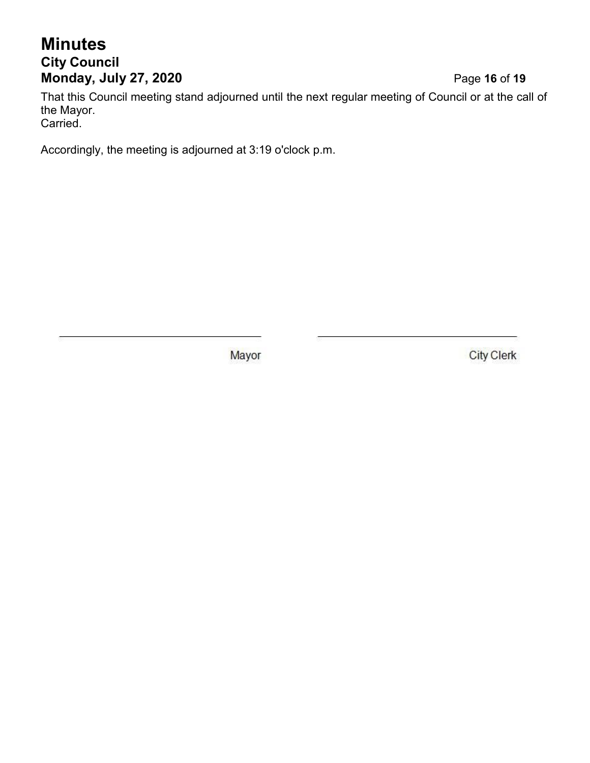That this Council meeting stand adjourned until the next regular meeting of Council or at the call of the Mayor.
Carried.

Accordingly, the meeting is adjourned at 3:19 o'clock p.m.

| \_\_\_\_\_\_\_\_\_\_\_\_\_\_\_\_\_\_\_\_\_\_\_\_\_\_\_\_ | \_\_\_\_\_\_\_\_\_\_\_\_\_\_\_\_\_\_\_\_\_\_\_\_\_\_\_\_ |
|---|---|
| Mayor | City Clerk |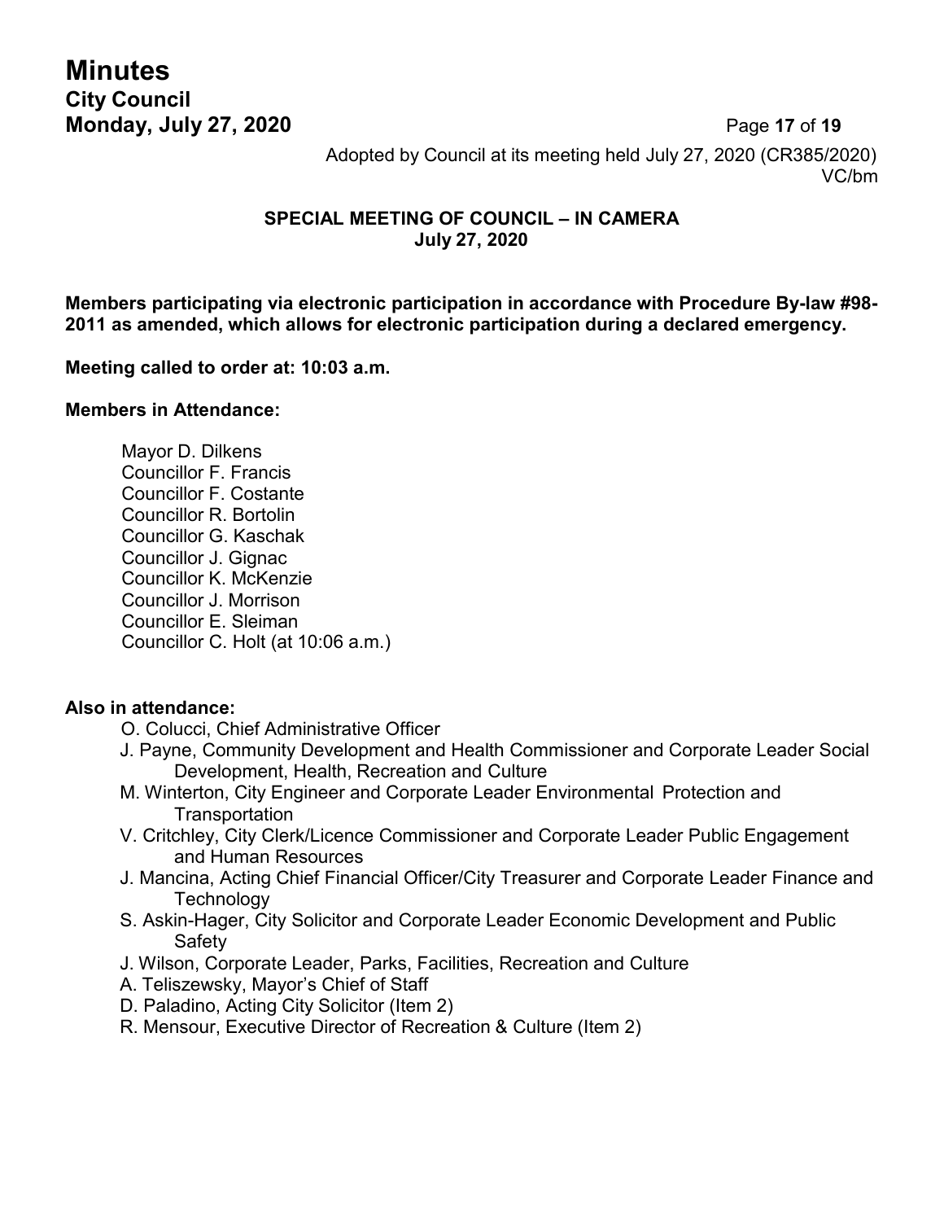Adopted by Council at its meeting held July 27, 2020 (CR385/2020)
VC/bm

## SPECIAL MEETING OF COUNCIL – IN CAMERA
### July 27, 2020

**Members participating via electronic participation in accordance with Procedure By-law #98-2011 as amended, which allows for electronic participation during a declared emergency.**

**Meeting called to order at: 10:03 a.m.**

**Members in Attendance:**

Mayor D. Dilkens
Councillor F. Francis
Councillor F. Costante
Councillor R. Bortolin
Councillor G. Kaschak
Councillor J. Gignac
Councillor K. McKenzie
Councillor J. Morrison
Councillor E. Sleiman
Councillor C. Holt (at 10:06 a.m.)

**Also in attendance:**

O. Colucci, Chief Administrative Officer
J. Payne, Community Development and Health Commissioner and Corporate Leader Social Development, Health, Recreation and Culture
M. Winterton, City Engineer and Corporate Leader Environmental Protection and Transportation
V. Critchley, City Clerk/Licence Commissioner and Corporate Leader Public Engagement and Human Resources
J. Mancina, Acting Chief Financial Officer/City Treasurer and Corporate Leader Finance and Technology
S. Askin-Hager, City Solicitor and Corporate Leader Economic Development and Public Safety
J. Wilson, Corporate Leader, Parks, Facilities, Recreation and Culture
A. Teliszewsky, Mayor's Chief of Staff
D. Paladino, Acting City Solicitor (Item 2)
R. Mensour, Executive Director of Recreation & Culture (Item 2)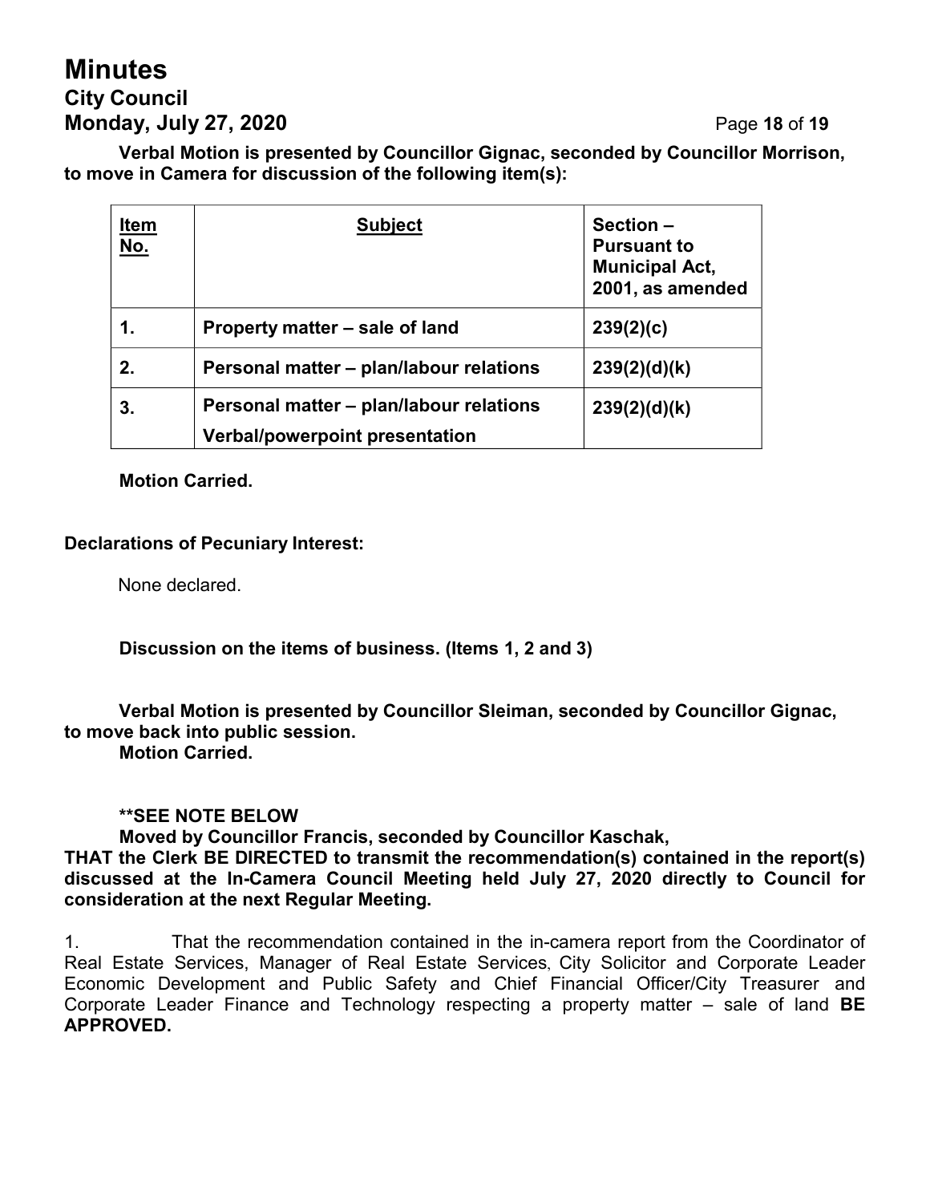**Verbal Motion is presented by Councillor Gignac, seconded by Councillor Morrison, to move in Camera for discussion of the following item(s):**

| **Item No.** | **Subject** | **Section – Pursuant to Municipal Act, 2001, as amended** |
|---|---|---|
| **1.** | **Property matter – sale of land** | **239(2)(c)** |
| **2.** | **Personal matter – plan/labour relations** | **239(2)(d)(k)** |
| **3.** | **Personal matter – plan/labour relations Verbal/powerpoint presentation** | **239(2)(d)(k)** |

**Motion Carried.**

**Declarations of Pecuniary Interest:**

None declared.

**Discussion on the items of business. (Items 1, 2 and 3)**

**Verbal Motion is presented by Councillor Sleiman, seconded by Councillor Gignac, to move back into public session.**
**Motion Carried.**

**\*\*SEE NOTE BELOW**
**Moved by Councillor Francis, seconded by Councillor Kaschak,**
**THAT the Clerk BE DIRECTED to transmit the recommendation(s) contained in the report(s) discussed at the In-Camera Council Meeting held July 27, 2020 directly to Council for consideration at the next Regular Meeting.**

1. That the recommendation contained in the in-camera report from the Coordinator of Real Estate Services, Manager of Real Estate Services, City Solicitor and Corporate Leader Economic Development and Public Safety and Chief Financial Officer/City Treasurer and Corporate Leader Finance and Technology respecting a property matter – sale of land **BE APPROVED.**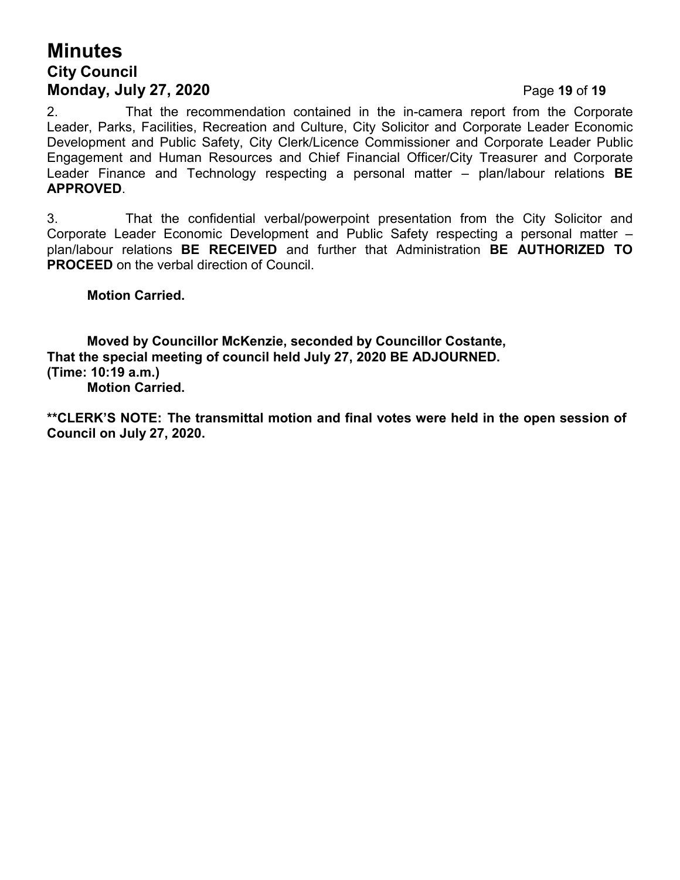2. That the recommendation contained in the in-camera report from the Corporate Leader, Parks, Facilities, Recreation and Culture, City Solicitor and Corporate Leader Economic Development and Public Safety, City Clerk/Licence Commissioner and Corporate Leader Public Engagement and Human Resources and Chief Financial Officer/City Treasurer and Corporate Leader Finance and Technology respecting a personal matter – plan/labour relations **BE APPROVED**.

3. That the confidential verbal/powerpoint presentation from the City Solicitor and Corporate Leader Economic Development and Public Safety respecting a personal matter – plan/labour relations **BE RECEIVED** and further that Administration **BE AUTHORIZED TO PROCEED** on the verbal direction of Council.

**Motion Carried.**

**Moved by Councillor McKenzie, seconded by Councillor Costante, That the special meeting of council held July 27, 2020 BE ADJOURNED. (Time: 10:19 a.m.)**
**Motion Carried.**

**\*\*CLERK'S NOTE: The transmittal motion and final votes were held in the open session of Council on July 27, 2020.**